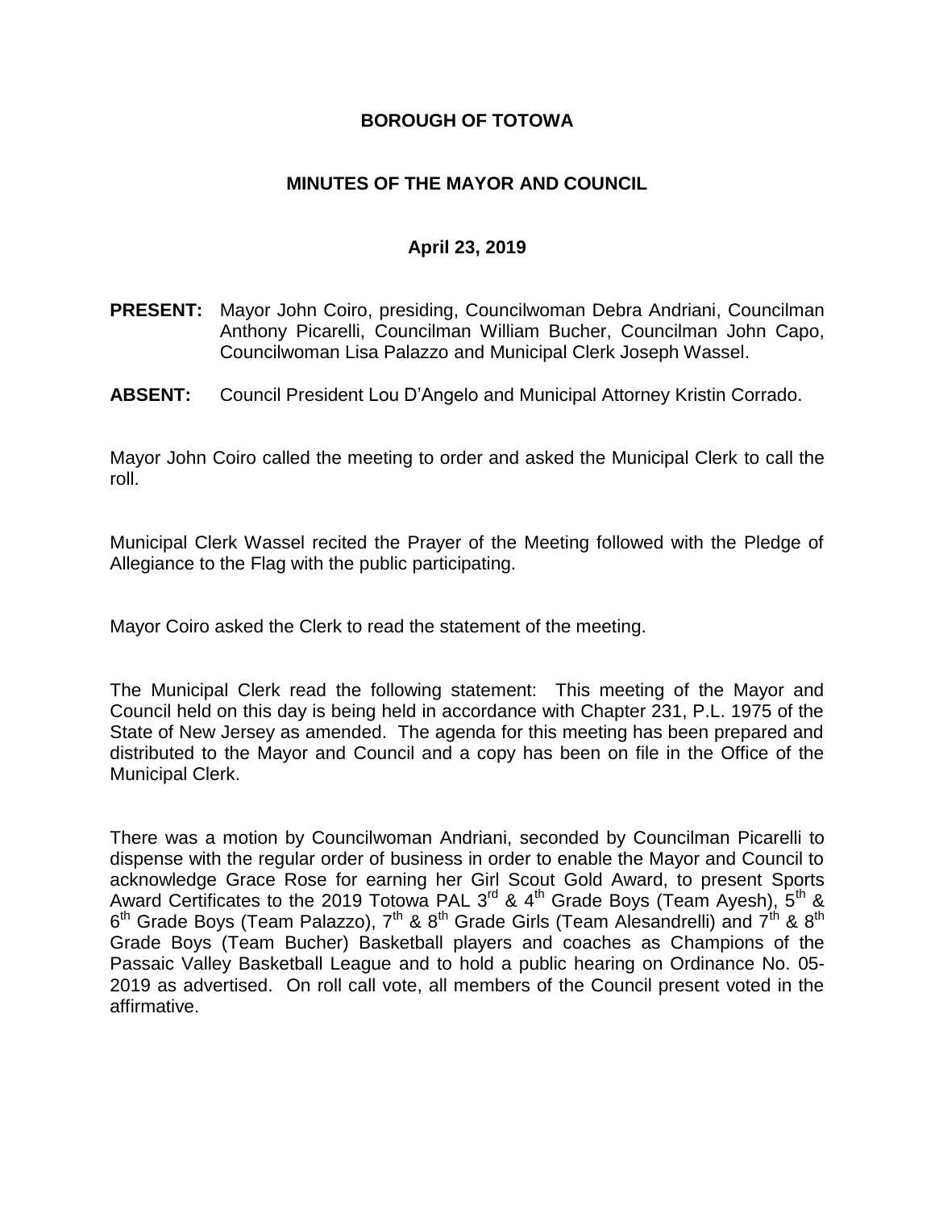**BOROUGH OF TOTOWA**

**MINUTES OF THE MAYOR AND COUNCIL**

**April 23, 2019**

**PRESENT:** Mayor John Coiro, presiding, Councilwoman Debra Andriani, Councilman Anthony Picarelli, Councilman William Bucher, Councilman John Capo, Councilwoman Lisa Palazzo and Municipal Clerk Joseph Wassel.

**ABSENT:** Council President Lou D'Angelo and Municipal Attorney Kristin Corrado.

Mayor John Coiro called the meeting to order and asked the Municipal Clerk to call the roll.

Municipal Clerk Wassel recited the Prayer of the Meeting followed with the Pledge of Allegiance to the Flag with the public participating.

Mayor Coiro asked the Clerk to read the statement of the meeting.

The Municipal Clerk read the following statement: This meeting of the Mayor and Council held on this day is being held in accordance with Chapter 231, P.L. 1975 of the State of New Jersey as amended. The agenda for this meeting has been prepared and distributed to the Mayor and Council and a copy has been on file in the Office of the Municipal Clerk.

There was a motion by Councilwoman Andriani, seconded by Councilman Picarelli to dispense with the regular order of business in order to enable the Mayor and Council to acknowledge Grace Rose for earning her Girl Scout Gold Award, to present Sports Award Certificates to the 2019 Totowa PAL 3rd & 4th Grade Boys (Team Ayesh), 5th & 6th Grade Boys (Team Palazzo), 7th & 8th Grade Girls (Team Alesandrelli) and 7th & 8th Grade Boys (Team Bucher) Basketball players and coaches as Champions of the Passaic Valley Basketball League and to hold a public hearing on Ordinance No. 05-2019 as advertised. On roll call vote, all members of the Council present voted in the affirmative.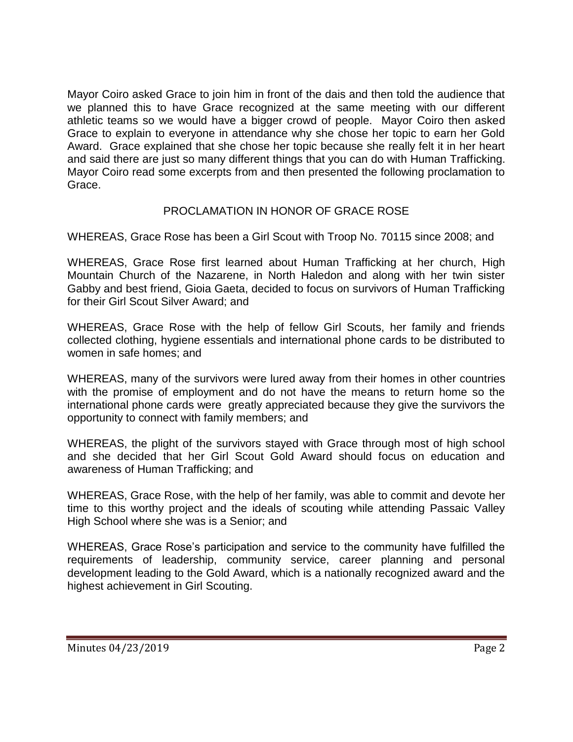Mayor Coiro asked Grace to join him in front of the dais and then told the audience that we planned this to have Grace recognized at the same meeting with our different athletic teams so we would have a bigger crowd of people. Mayor Coiro then asked Grace to explain to everyone in attendance why she chose her topic to earn her Gold Award. Grace explained that she chose her topic because she really felt it in her heart and said there are just so many different things that you can do with Human Trafficking. Mayor Coiro read some excerpts from and then presented the following proclamation to Grace.

## PROCLAMATION IN HONOR OF GRACE ROSE

WHEREAS, Grace Rose has been a Girl Scout with Troop No. 70115 since 2008; and

WHEREAS, Grace Rose first learned about Human Trafficking at her church, High Mountain Church of the Nazarene, in North Haledon and along with her twin sister Gabby and best friend, Gioia Gaeta, decided to focus on survivors of Human Trafficking for their Girl Scout Silver Award; and

WHEREAS, Grace Rose with the help of fellow Girl Scouts, her family and friends collected clothing, hygiene essentials and international phone cards to be distributed to women in safe homes; and

WHEREAS, many of the survivors were lured away from their homes in other countries with the promise of employment and do not have the means to return home so the international phone cards were greatly appreciated because they give the survivors the opportunity to connect with family members; and

WHEREAS, the plight of the survivors stayed with Grace through most of high school and she decided that her Girl Scout Gold Award should focus on education and awareness of Human Trafficking; and

WHEREAS, Grace Rose, with the help of her family, was able to commit and devote her time to this worthy project and the ideals of scouting while attending Passaic Valley High School where she was is a Senior; and

WHEREAS, Grace Rose's participation and service to the community have fulfilled the requirements of leadership, community service, career planning and personal development leading to the Gold Award, which is a nationally recognized award and the highest achievement in Girl Scouting.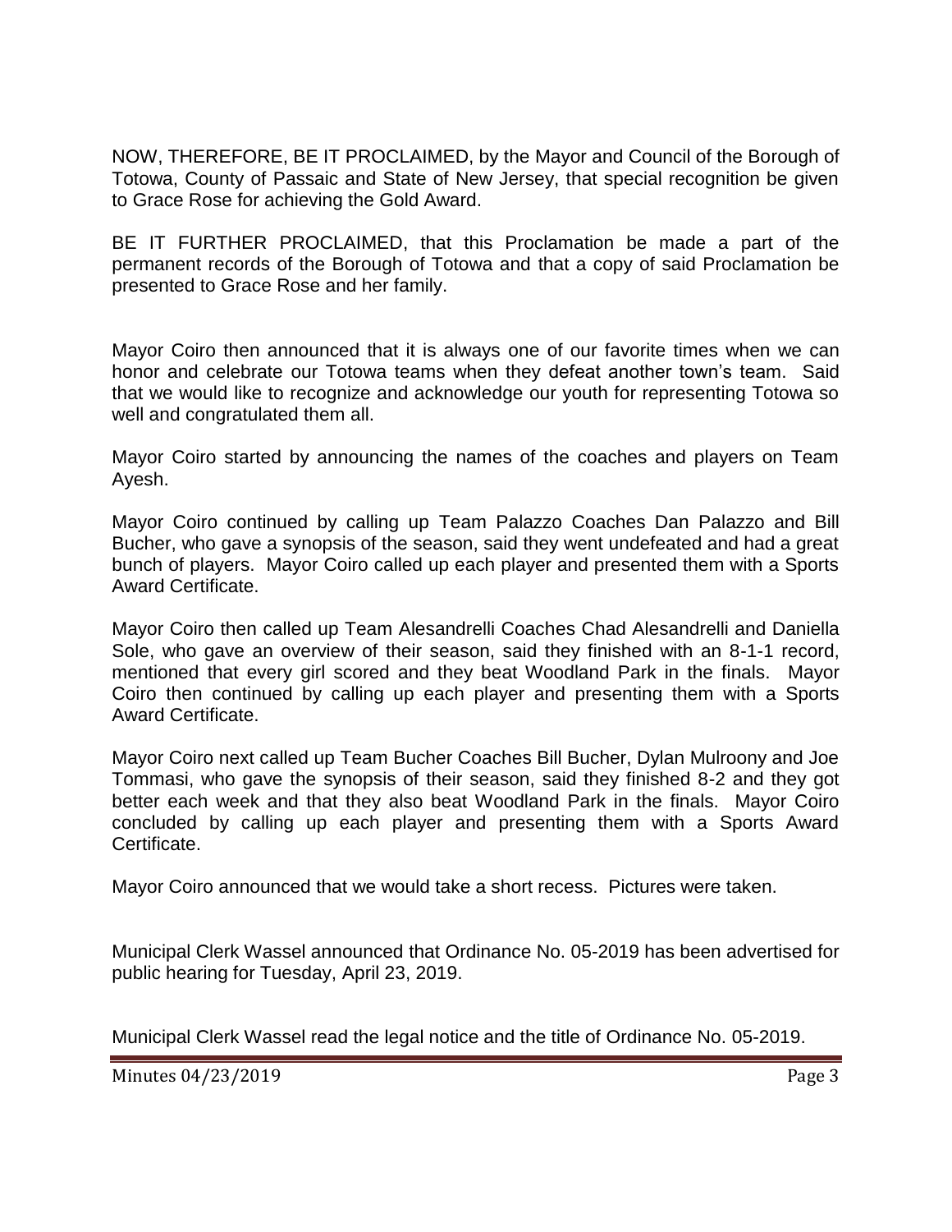NOW, THEREFORE, BE IT PROCLAIMED, by the Mayor and Council of the Borough of Totowa, County of Passaic and State of New Jersey, that special recognition be given to Grace Rose for achieving the Gold Award.

BE IT FURTHER PROCLAIMED, that this Proclamation be made a part of the permanent records of the Borough of Totowa and that a copy of said Proclamation be presented to Grace Rose and her family.

Mayor Coiro then announced that it is always one of our favorite times when we can honor and celebrate our Totowa teams when they defeat another town's team. Said that we would like to recognize and acknowledge our youth for representing Totowa so well and congratulated them all.

Mayor Coiro started by announcing the names of the coaches and players on Team Ayesh.

Mayor Coiro continued by calling up Team Palazzo Coaches Dan Palazzo and Bill Bucher, who gave a synopsis of the season, said they went undefeated and had a great bunch of players. Mayor Coiro called up each player and presented them with a Sports Award Certificate.

Mayor Coiro then called up Team Alesandrelli Coaches Chad Alesandrelli and Daniella Sole, who gave an overview of their season, said they finished with an 8-1-1 record, mentioned that every girl scored and they beat Woodland Park in the finals. Mayor Coiro then continued by calling up each player and presenting them with a Sports Award Certificate.

Mayor Coiro next called up Team Bucher Coaches Bill Bucher, Dylan Mulroony and Joe Tommasi, who gave the synopsis of their season, said they finished 8-2 and they got better each week and that they also beat Woodland Park in the finals. Mayor Coiro concluded by calling up each player and presenting them with a Sports Award Certificate.

Mayor Coiro announced that we would take a short recess. Pictures were taken.

Municipal Clerk Wassel announced that Ordinance No. 05-2019 has been advertised for public hearing for Tuesday, April 23, 2019.

Municipal Clerk Wassel read the legal notice and the title of Ordinance No. 05-2019.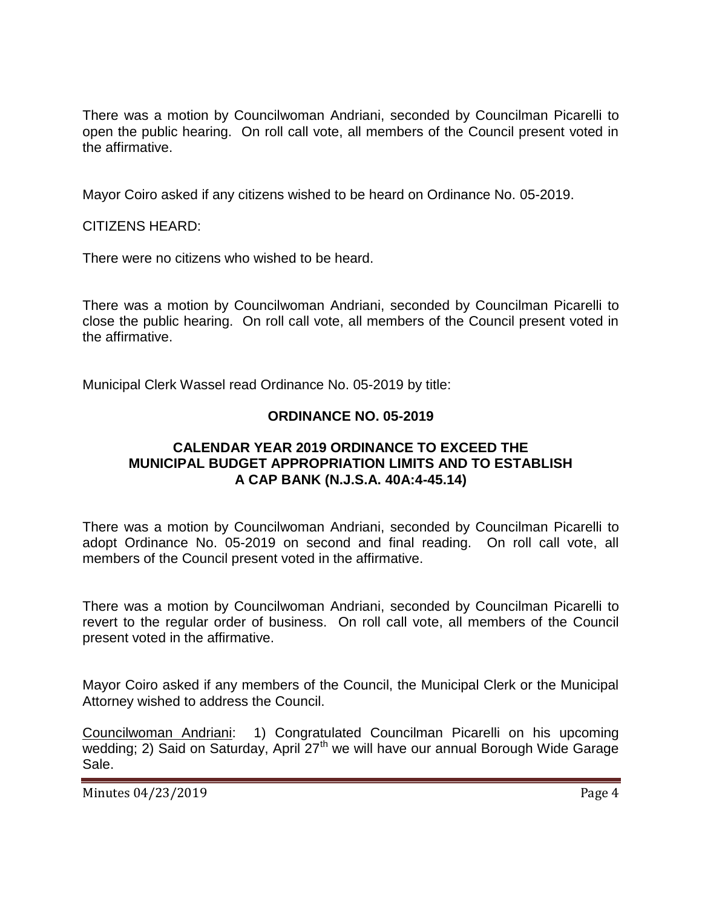There was a motion by Councilwoman Andriani, seconded by Councilman Picarelli to open the public hearing. On roll call vote, all members of the Council present voted in the affirmative.

Mayor Coiro asked if any citizens wished to be heard on Ordinance No. 05-2019.

CITIZENS HEARD:

There were no citizens who wished to be heard.

There was a motion by Councilwoman Andriani, seconded by Councilman Picarelli to close the public hearing. On roll call vote, all members of the Council present voted in the affirmative.

Municipal Clerk Wassel read Ordinance No. 05-2019 by title:

**ORDINANCE NO. 05-2019**

**CALENDAR YEAR 2019 ORDINANCE TO EXCEED THE MUNICIPAL BUDGET APPROPRIATION LIMITS AND TO ESTABLISH A CAP BANK (N.J.S.A. 40A:4-45.14)**

There was a motion by Councilwoman Andriani, seconded by Councilman Picarelli to adopt Ordinance No. 05-2019 on second and final reading. On roll call vote, all members of the Council present voted in the affirmative.

There was a motion by Councilwoman Andriani, seconded by Councilman Picarelli to revert to the regular order of business. On roll call vote, all members of the Council present voted in the affirmative.

Mayor Coiro asked if any members of the Council, the Municipal Clerk or the Municipal Attorney wished to address the Council.

Councilwoman Andriani: 1) Congratulated Councilman Picarelli on his upcoming wedding; 2) Said on Saturday, April 27th we will have our annual Borough Wide Garage Sale.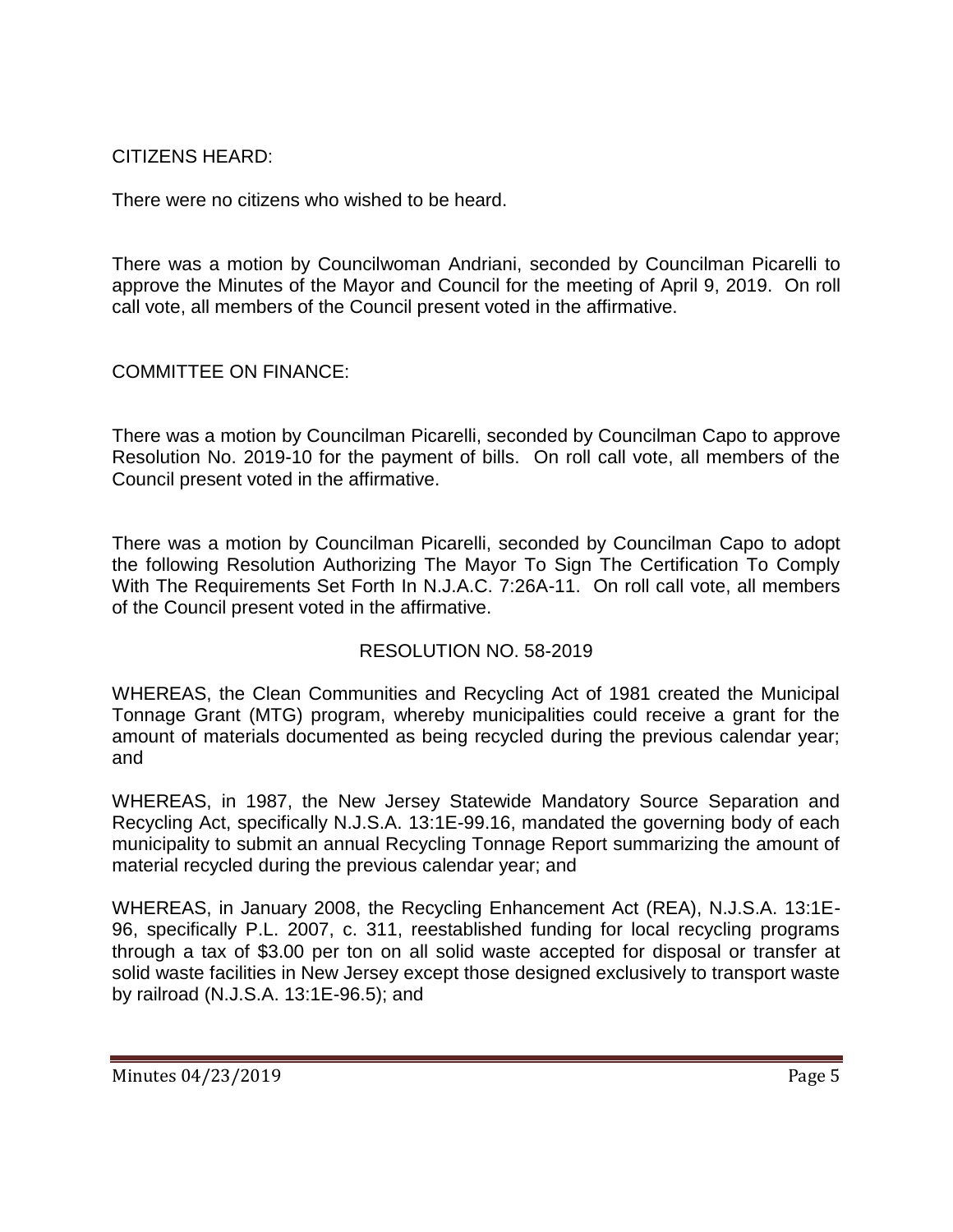CITIZENS HEARD:

There were no citizens who wished to be heard.

There was a motion by Councilwoman Andriani, seconded by Councilman Picarelli to approve the Minutes of the Mayor and Council for the meeting of April 9, 2019. On roll call vote, all members of the Council present voted in the affirmative.

COMMITTEE ON FINANCE:

There was a motion by Councilman Picarelli, seconded by Councilman Capo to approve Resolution No. 2019-10 for the payment of bills. On roll call vote, all members of the Council present voted in the affirmative.

There was a motion by Councilman Picarelli, seconded by Councilman Capo to adopt the following Resolution Authorizing The Mayor To Sign The Certification To Comply With The Requirements Set Forth In N.J.A.C. 7:26A-11. On roll call vote, all members of the Council present voted in the affirmative.

RESOLUTION NO. 58-2019

WHEREAS, the Clean Communities and Recycling Act of 1981 created the Municipal Tonnage Grant (MTG) program, whereby municipalities could receive a grant for the amount of materials documented as being recycled during the previous calendar year; and

WHEREAS, in 1987, the New Jersey Statewide Mandatory Source Separation and Recycling Act, specifically N.J.S.A. 13:1E-99.16, mandated the governing body of each municipality to submit an annual Recycling Tonnage Report summarizing the amount of material recycled during the previous calendar year; and

WHEREAS, in January 2008, the Recycling Enhancement Act (REA), N.J.S.A. 13:1E-96, specifically P.L. 2007, c. 311, reestablished funding for local recycling programs through a tax of $3.00 per ton on all solid waste accepted for disposal or transfer at solid waste facilities in New Jersey except those designed exclusively to transport waste by railroad (N.J.S.A. 13:1E-96.5); and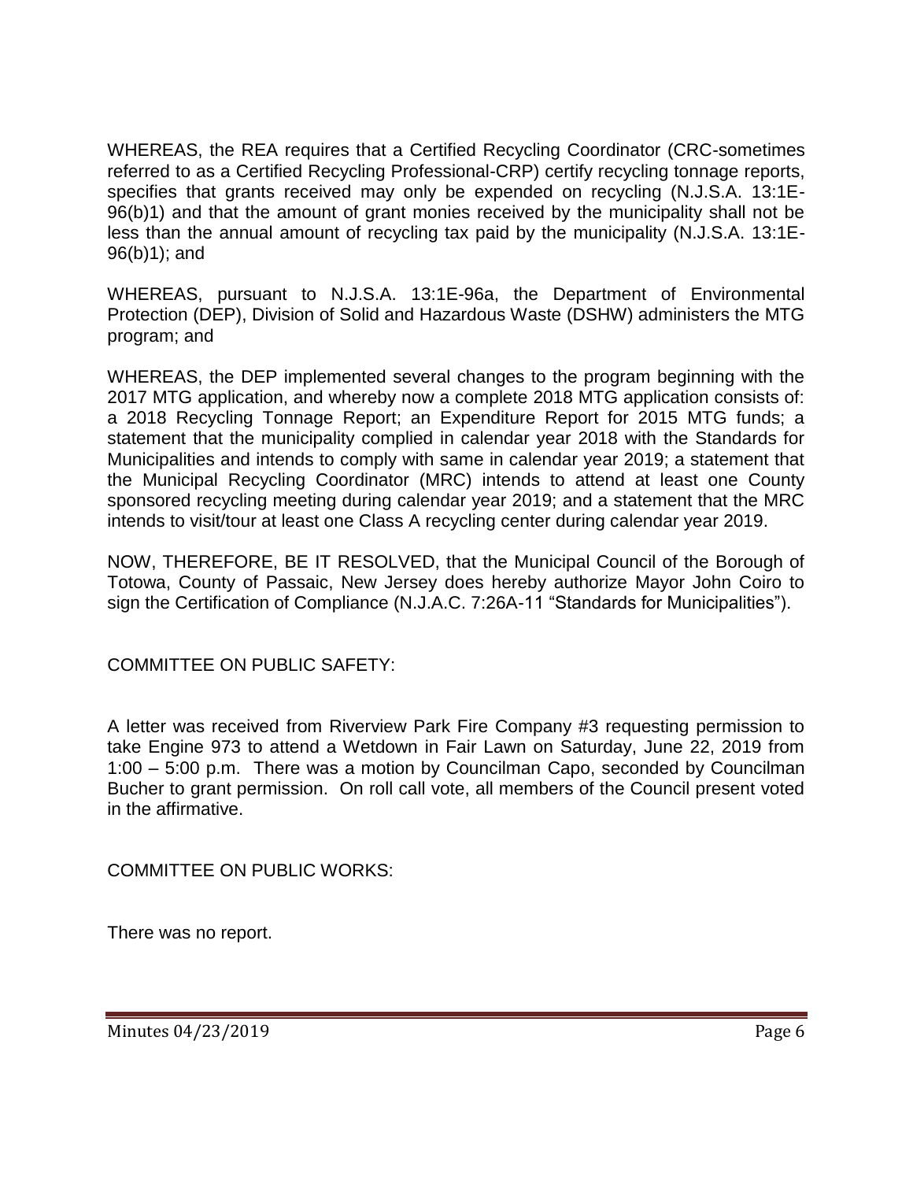WHEREAS, the REA requires that a Certified Recycling Coordinator (CRC-sometimes referred to as a Certified Recycling Professional-CRP) certify recycling tonnage reports, specifies that grants received may only be expended on recycling (N.J.S.A. 13:1E-96(b)1) and that the amount of grant monies received by the municipality shall not be less than the annual amount of recycling tax paid by the municipality (N.J.S.A. 13:1E-96(b)1); and

WHEREAS, pursuant to N.J.S.A. 13:1E-96a, the Department of Environmental Protection (DEP), Division of Solid and Hazardous Waste (DSHW) administers the MTG program; and

WHEREAS, the DEP implemented several changes to the program beginning with the 2017 MTG application, and whereby now a complete 2018 MTG application consists of: a 2018 Recycling Tonnage Report; an Expenditure Report for 2015 MTG funds; a statement that the municipality complied in calendar year 2018 with the Standards for Municipalities and intends to comply with same in calendar year 2019; a statement that the Municipal Recycling Coordinator (MRC) intends to attend at least one County sponsored recycling meeting during calendar year 2019; and a statement that the MRC intends to visit/tour at least one Class A recycling center during calendar year 2019.

NOW, THEREFORE, BE IT RESOLVED, that the Municipal Council of the Borough of Totowa, County of Passaic, New Jersey does hereby authorize Mayor John Coiro to sign the Certification of Compliance (N.J.A.C. 7:26A-11 "Standards for Municipalities").

COMMITTEE ON PUBLIC SAFETY:

A letter was received from Riverview Park Fire Company #3 requesting permission to take Engine 973 to attend a Wetdown in Fair Lawn on Saturday, June 22, 2019 from 1:00 – 5:00 p.m. There was a motion by Councilman Capo, seconded by Councilman Bucher to grant permission. On roll call vote, all members of the Council present voted in the affirmative.

COMMITTEE ON PUBLIC WORKS:

There was no report.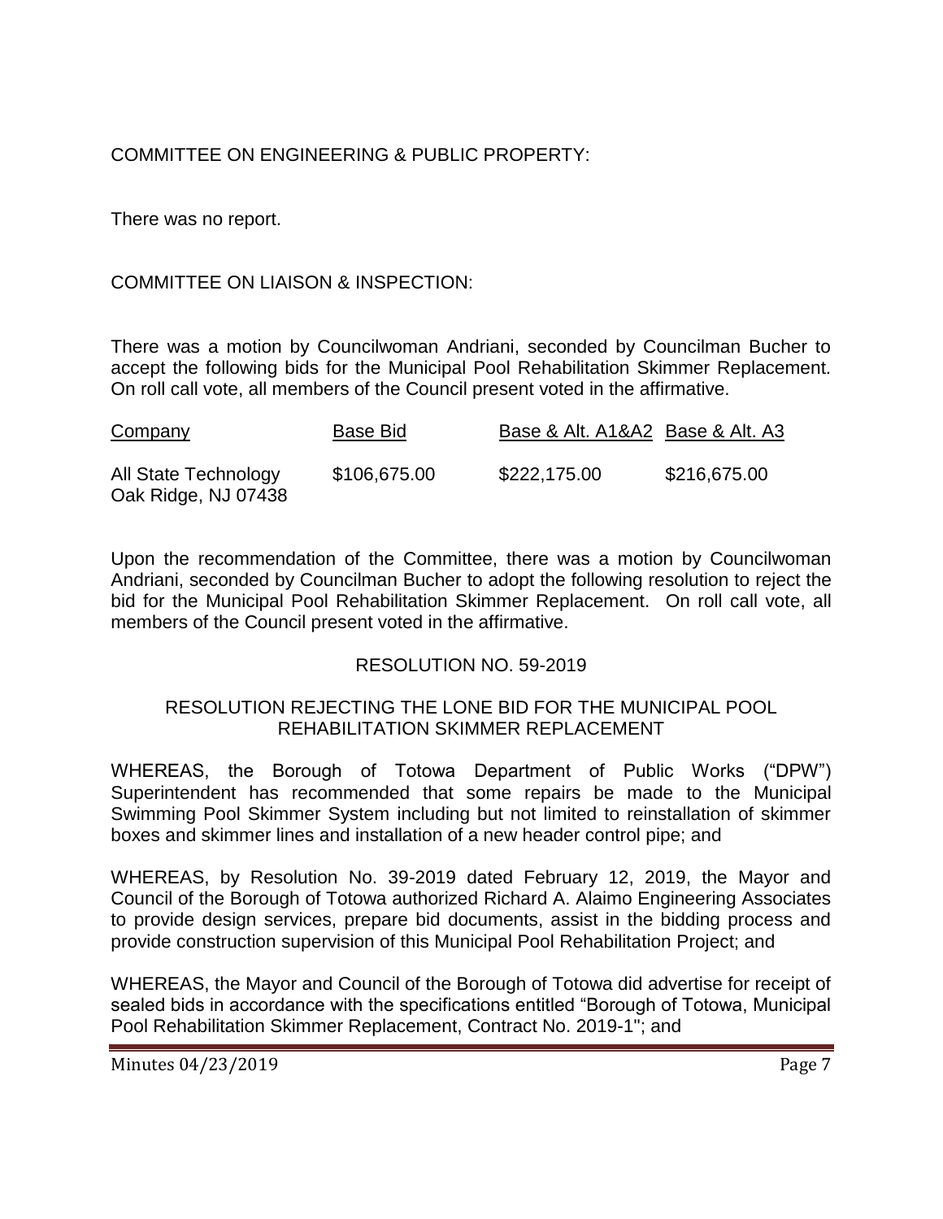COMMITTEE ON ENGINEERING & PUBLIC PROPERTY:

There was no report.

COMMITTEE ON LIAISON & INSPECTION:

There was a motion by Councilwoman Andriani, seconded by Councilman Bucher to accept the following bids for the Municipal Pool Rehabilitation Skimmer Replacement. On roll call vote, all members of the Council present voted in the affirmative.

| Company | Base Bid | Base & Alt. A1&A2 | Base & Alt. A3 |
|---|---|---|---|
| All State Technology<br>Oak Ridge, NJ 07438 | $106,675.00 | $222,175.00 | $216,675.00 |

Upon the recommendation of the Committee, there was a motion by Councilwoman Andriani, seconded by Councilman Bucher to adopt the following resolution to reject the bid for the Municipal Pool Rehabilitation Skimmer Replacement. On roll call vote, all members of the Council present voted in the affirmative.

RESOLUTION NO. 59-2019

RESOLUTION REJECTING THE LONE BID FOR THE MUNICIPAL POOL REHABILITATION SKIMMER REPLACEMENT

WHEREAS, the Borough of Totowa Department of Public Works ("DPW") Superintendent has recommended that some repairs be made to the Municipal Swimming Pool Skimmer System including but not limited to reinstallation of skimmer boxes and skimmer lines and installation of a new header control pipe; and

WHEREAS, by Resolution No. 39-2019 dated February 12, 2019, the Mayor and Council of the Borough of Totowa authorized Richard A. Alaimo Engineering Associates to provide design services, prepare bid documents, assist in the bidding process and provide construction supervision of this Municipal Pool Rehabilitation Project; and

WHEREAS, the Mayor and Council of the Borough of Totowa did advertise for receipt of sealed bids in accordance with the specifications entitled "Borough of Totowa, Municipal Pool Rehabilitation Skimmer Replacement, Contract No. 2019-1"; and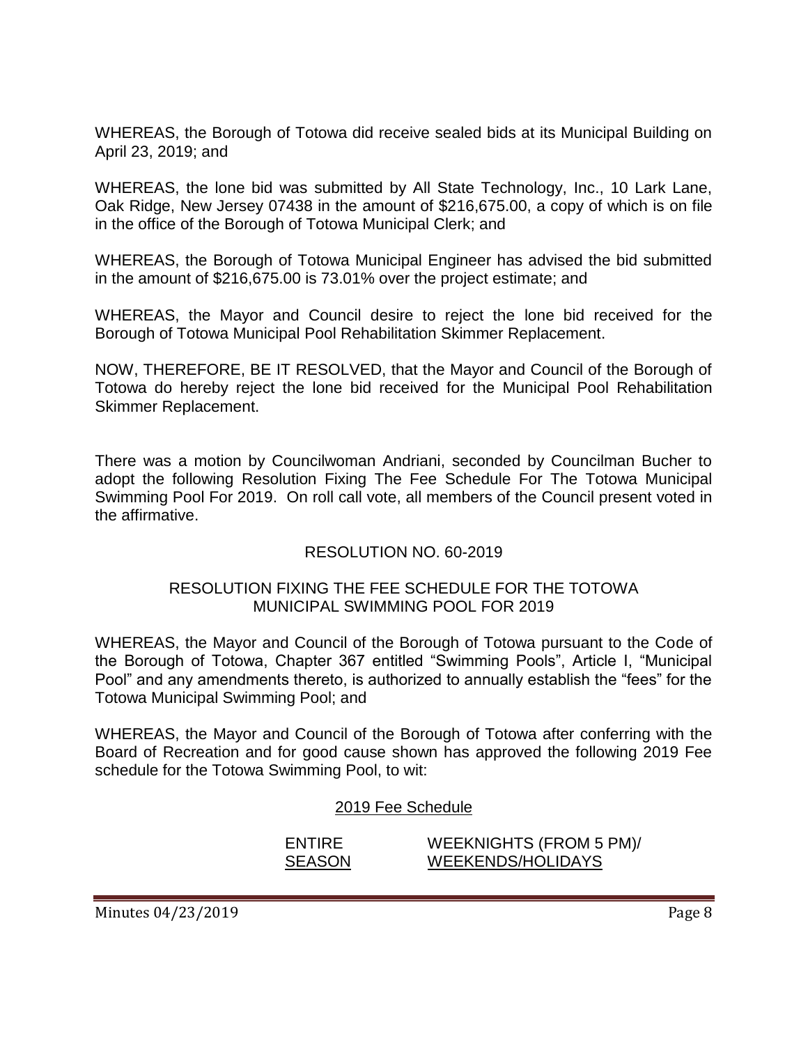WHEREAS, the Borough of Totowa did receive sealed bids at its Municipal Building on April 23, 2019; and

WHEREAS, the lone bid was submitted by All State Technology, Inc., 10 Lark Lane, Oak Ridge, New Jersey 07438 in the amount of $216,675.00, a copy of which is on file in the office of the Borough of Totowa Municipal Clerk; and

WHEREAS, the Borough of Totowa Municipal Engineer has advised the bid submitted in the amount of $216,675.00 is 73.01% over the project estimate; and

WHEREAS, the Mayor and Council desire to reject the lone bid received for the Borough of Totowa Municipal Pool Rehabilitation Skimmer Replacement.

NOW, THEREFORE, BE IT RESOLVED, that the Mayor and Council of the Borough of Totowa do hereby reject the lone bid received for the Municipal Pool Rehabilitation Skimmer Replacement.

There was a motion by Councilwoman Andriani, seconded by Councilman Bucher to adopt the following Resolution Fixing The Fee Schedule For The Totowa Municipal Swimming Pool For 2019. On roll call vote, all members of the Council present voted in the affirmative.

RESOLUTION NO. 60-2019

RESOLUTION FIXING THE FEE SCHEDULE FOR THE TOTOWA MUNICIPAL SWIMMING POOL FOR 2019

WHEREAS, the Mayor and Council of the Borough of Totowa pursuant to the Code of the Borough of Totowa, Chapter 367 entitled "Swimming Pools", Article I, "Municipal Pool" and any amendments thereto, is authorized to annually establish the "fees" for the Totowa Municipal Swimming Pool; and

WHEREAS, the Mayor and Council of the Borough of Totowa after conferring with the Board of Recreation and for good cause shown has approved the following 2019 Fee schedule for the Totowa Swimming Pool, to wit:

<u>2019 Fee Schedule</u>

| | ENTIRE <u>SEASON</u> | WEEKNIGHTS (FROM 5 PM)/ <u>WEEKENDS/HOLIDAYS</u> |
|---|---|---|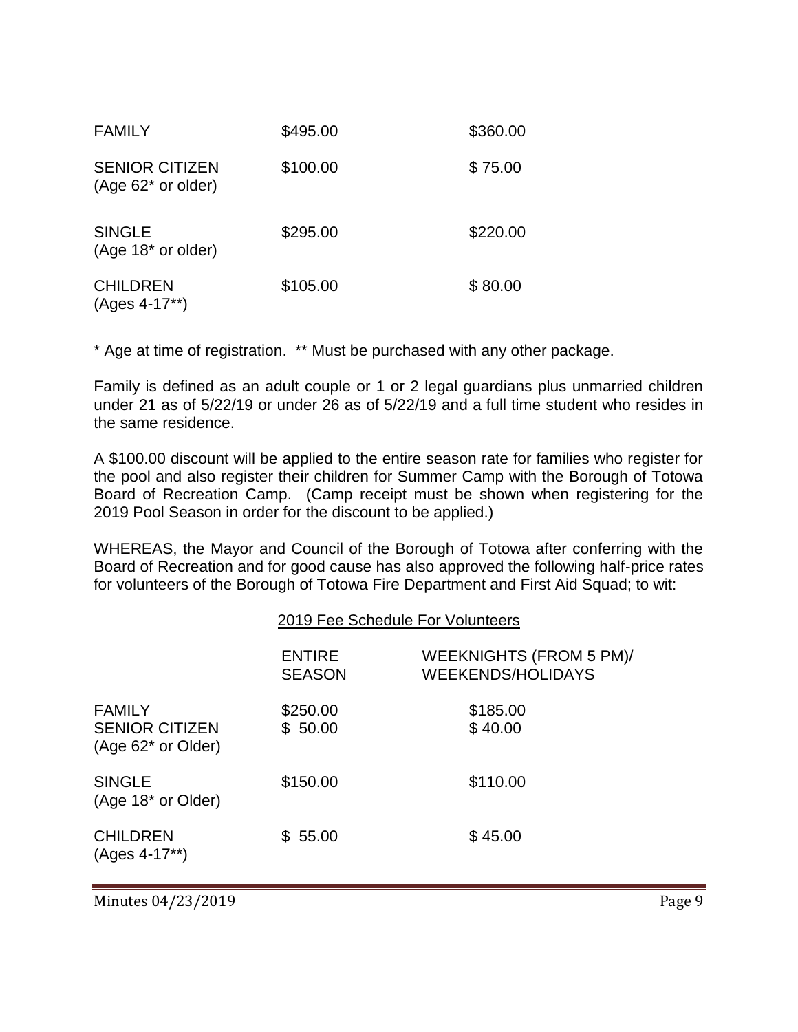| | | |
|---|---|---|
| FAMILY | \$495.00 | \$360.00 |
| SENIOR CITIZEN (Age 62* or older) | \$100.00 | \$ 75.00 |
| SINGLE (Age 18* or older) | \$295.00 | \$220.00 |
| CHILDREN (Ages 4-17**) | \$105.00 | \$ 80.00 |

* Age at time of registration. ** Must be purchased with any other package.

Family is defined as an adult couple or 1 or 2 legal guardians plus unmarried children under 21 as of 5/22/19 or under 26 as of 5/22/19 and a full time student who resides in the same residence.

A \$100.00 discount will be applied to the entire season rate for families who register for the pool and also register their children for Summer Camp with the Borough of Totowa Board of Recreation Camp. (Camp receipt must be shown when registering for the 2019 Pool Season in order for the discount to be applied.)

WHEREAS, the Mayor and Council of the Borough of Totowa after conferring with the Board of Recreation and for good cause has also approved the following half-price rates for volunteers of the Borough of Totowa Fire Department and First Aid Squad; to wit:

2019 Fee Schedule For Volunteers

| | ENTIRE SEASON | WEEKNIGHTS (FROM 5 PM)/ WEEKENDS/HOLIDAYS |
|---|---|---|
| FAMILY | \$250.00 | \$185.00 |
| SENIOR CITIZEN (Age 62* or Older) | \$ 50.00 | \$ 40.00 |
| SINGLE (Age 18* or Older) | \$150.00 | \$110.00 |
| CHILDREN (Ages 4-17**) | \$ 55.00 | \$ 45.00 |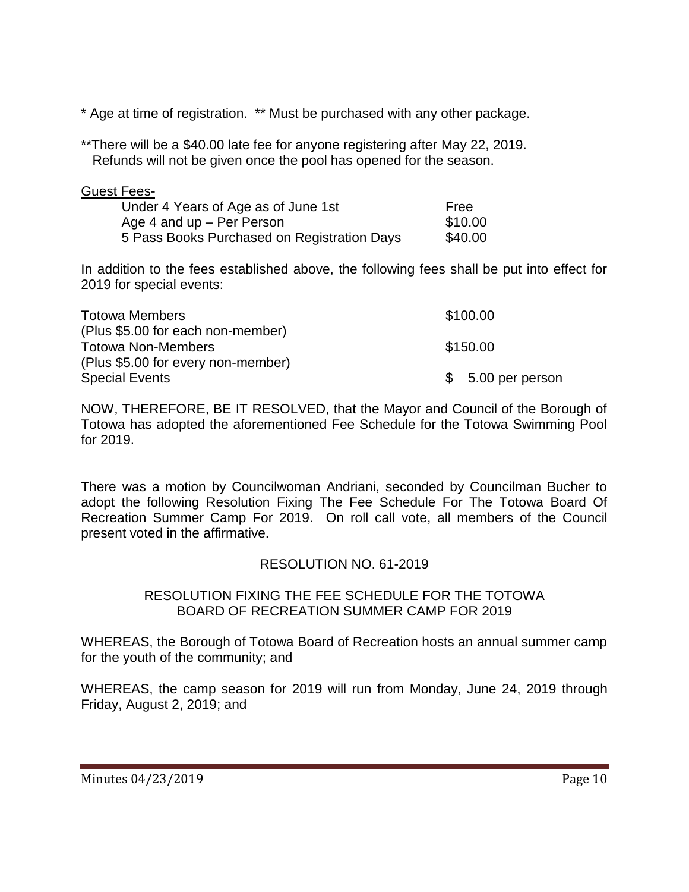\* Age at time of registration. \*\* Must be purchased with any other package.

**There will be a $40.00 late fee for anyone registering after May 22, 2019.
Refunds will not be given once the pool has opened for the season.

Guest Fees-

| | |
|---|---|
| Under 4 Years of Age as of June 1st | Free |
| Age 4 and up – Per Person | $10.00 |
| 5 Pass Books Purchased on Registration Days | $40.00 |

In addition to the fees established above, the following fees shall be put into effect for 2019 for special events:

| | |
|---|---|
| Totowa Members<br>(Plus $5.00 for each non-member) | $100.00 |
| Totowa Non-Members<br>(Plus $5.00 for every non-member) | $150.00 |
| Special Events | $ 5.00 per person |

NOW, THEREFORE, BE IT RESOLVED, that the Mayor and Council of the Borough of Totowa has adopted the aforementioned Fee Schedule for the Totowa Swimming Pool for 2019.

There was a motion by Councilwoman Andriani, seconded by Councilman Bucher to adopt the following Resolution Fixing The Fee Schedule For The Totowa Board Of Recreation Summer Camp For 2019. On roll call vote, all members of the Council present voted in the affirmative.

RESOLUTION NO. 61-2019

RESOLUTION FIXING THE FEE SCHEDULE FOR THE TOTOWA BOARD OF RECREATION SUMMER CAMP FOR 2019

WHEREAS, the Borough of Totowa Board of Recreation hosts an annual summer camp for the youth of the community; and

WHEREAS, the camp season for 2019 will run from Monday, June 24, 2019 through Friday, August 2, 2019; and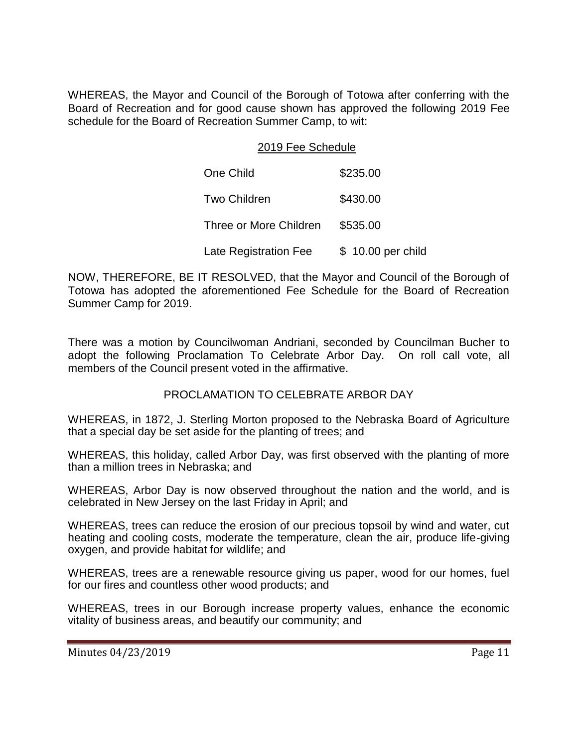WHEREAS, the Mayor and Council of the Borough of Totowa after conferring with the Board of Recreation and for good cause shown has approved the following 2019 Fee schedule for the Board of Recreation Summer Camp, to wit:

2019 Fee Schedule

| | |
|---|---|
| One Child | $235.00 |
| Two Children | $430.00 |
| Three or More Children | $535.00 |
| Late Registration Fee | $ 10.00 per child |

NOW, THEREFORE, BE IT RESOLVED, that the Mayor and Council of the Borough of Totowa has adopted the aforementioned Fee Schedule for the Board of Recreation Summer Camp for 2019.

There was a motion by Councilwoman Andriani, seconded by Councilman Bucher to adopt the following Proclamation To Celebrate Arbor Day. On roll call vote, all members of the Council present voted in the affirmative.

PROCLAMATION TO CELEBRATE ARBOR DAY

WHEREAS, in 1872, J. Sterling Morton proposed to the Nebraska Board of Agriculture that a special day be set aside for the planting of trees; and

WHEREAS, this holiday, called Arbor Day, was first observed with the planting of more than a million trees in Nebraska; and

WHEREAS, Arbor Day is now observed throughout the nation and the world, and is celebrated in New Jersey on the last Friday in April; and

WHEREAS, trees can reduce the erosion of our precious topsoil by wind and water, cut heating and cooling costs, moderate the temperature, clean the air, produce life-giving oxygen, and provide habitat for wildlife; and

WHEREAS, trees are a renewable resource giving us paper, wood for our homes, fuel for our fires and countless other wood products; and

WHEREAS, trees in our Borough increase property values, enhance the economic vitality of business areas, and beautify our community; and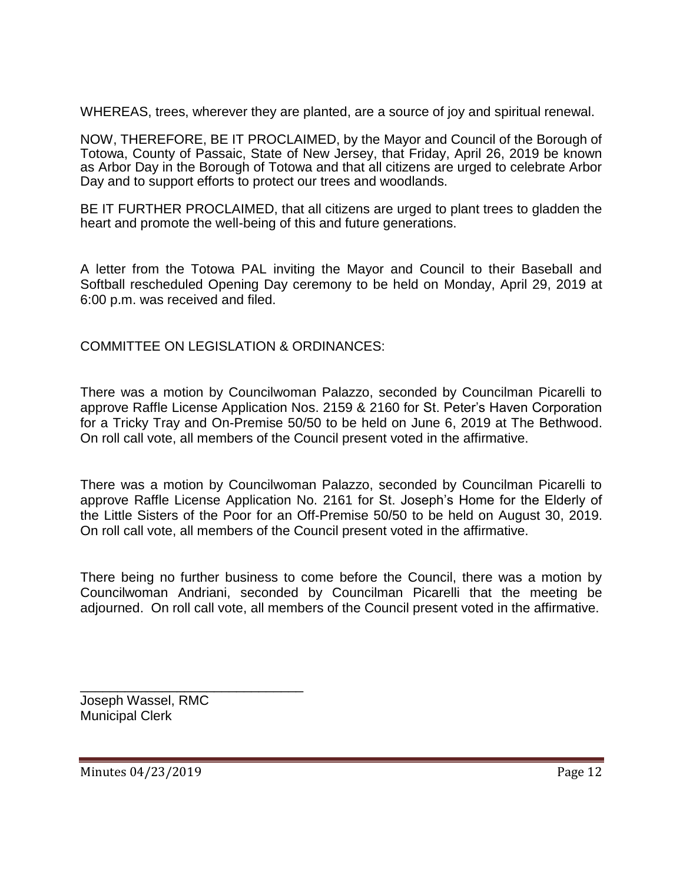WHEREAS, trees, wherever they are planted, are a source of joy and spiritual renewal.

NOW, THEREFORE, BE IT PROCLAIMED, by the Mayor and Council of the Borough of Totowa, County of Passaic, State of New Jersey, that Friday, April 26, 2019 be known as Arbor Day in the Borough of Totowa and that all citizens are urged to celebrate Arbor Day and to support efforts to protect our trees and woodlands.

BE IT FURTHER PROCLAIMED, that all citizens are urged to plant trees to gladden the heart and promote the well-being of this and future generations.

A letter from the Totowa PAL inviting the Mayor and Council to their Baseball and Softball rescheduled Opening Day ceremony to be held on Monday, April 29, 2019 at 6:00 p.m. was received and filed.

COMMITTEE ON LEGISLATION & ORDINANCES:

There was a motion by Councilwoman Palazzo, seconded by Councilman Picarelli to approve Raffle License Application Nos. 2159 & 2160 for St. Peter's Haven Corporation for a Tricky Tray and On-Premise 50/50 to be held on June 6, 2019 at The Bethwood. On roll call vote, all members of the Council present voted in the affirmative.

There was a motion by Councilwoman Palazzo, seconded by Councilman Picarelli to approve Raffle License Application No. 2161 for St. Joseph's Home for the Elderly of the Little Sisters of the Poor for an Off-Premise 50/50 to be held on August 30, 2019. On roll call vote, all members of the Council present voted in the affirmative.

There being no further business to come before the Council, there was a motion by Councilwoman Andriani, seconded by Councilman Picarelli that the meeting be adjourned. On roll call vote, all members of the Council present voted in the affirmative.

\_\_\_\_\_\_\_\_\_\_\_\_\_\_\_\_\_\_\_\_\_\_\_\_\_\_\_\_\_\_

Joseph Wassel, RMC
Municipal Clerk